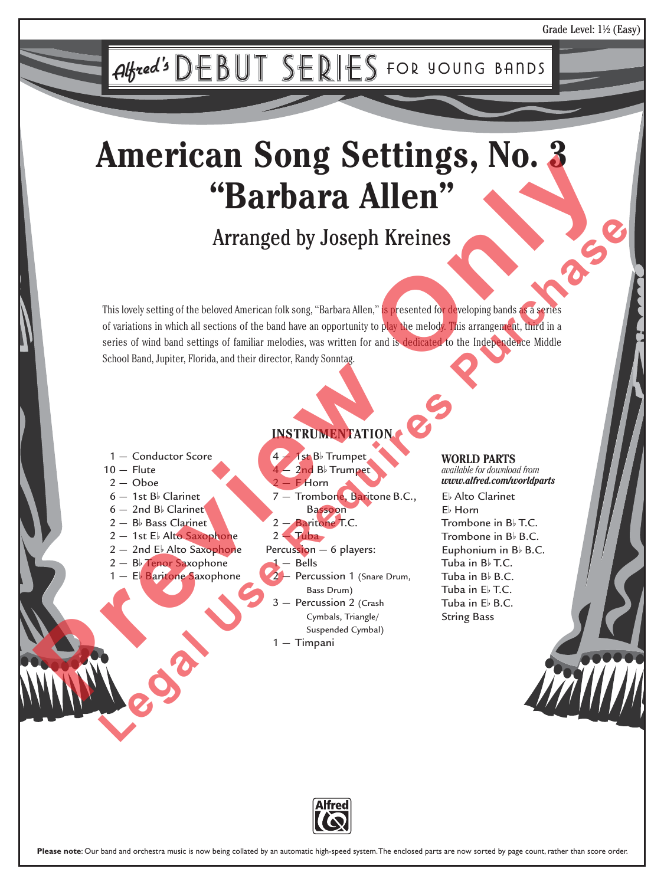Grade Level: 1½ (Easy)

Alfred's DEBUT SERIES FOR YOUNG BANDS

# American Song Settings, No. 3
# "Barbara Allen"

## Arranged by Joseph Kreines

This lovely setting of the beloved American folk song, "Barbara Allen," is presented for developing bands as a series of variations in which all sections of the band have an opportunity to play the melody. This arrangement, third in a series of wind band settings of familiar melodies, was written for and is dedicated to the Independence Middle School Band, Jupiter, Florida, and their director, Randy Sonntag.

### INSTRUMENTATION

- 1 — Conductor Score
- 10 — Flute
- 2 — Oboe
- 6 — 1st B♭ Clarinet
- 6 — 2nd B♭ Clarinet
- 2 — B♭ Bass Clarinet
- 2 — 1st E♭ Alto Saxophone
- 2 — 2nd E♭ Alto Saxophone
- 2 — B♭ Tenor Saxophone
- 1 — E♭ Baritone Saxophone
- 4 — 1st B♭ Trumpet
- 4 — 2nd B♭ Trumpet
- 2 — F Horn
- 7 — Trombone, Baritone B.C., Bassoon
- 2 — Baritone T.C.
- 2 — Tuba

Percussion — 6 players:
- 1 — Bells
- 2 — Percussion 1 (Snare Drum, Bass Drum)
- 3 — Percussion 2 (Crash Cymbals, Triangle/ Suspended Cymbal)
- 1 — Timpani

**WORLD PARTS**
*available for download from*
***www.alfred.com/worldparts***

- E♭ Alto Clarinet
- E♭ Horn
- Trombone in B♭ T.C.
- Trombone in B♭ B.C.
- Euphonium in B♭ B.C.
- Tuba in B♭ T.C.
- Tuba in B♭ B.C.
- Tuba in E♭ T.C.
- Tuba in E♭ B.C.
- String Bass

Alfred

**Please note**: Our band and orchestra music is now being collated by an automatic high-speed system. The enclosed parts are now sorted by page count, rather than score order.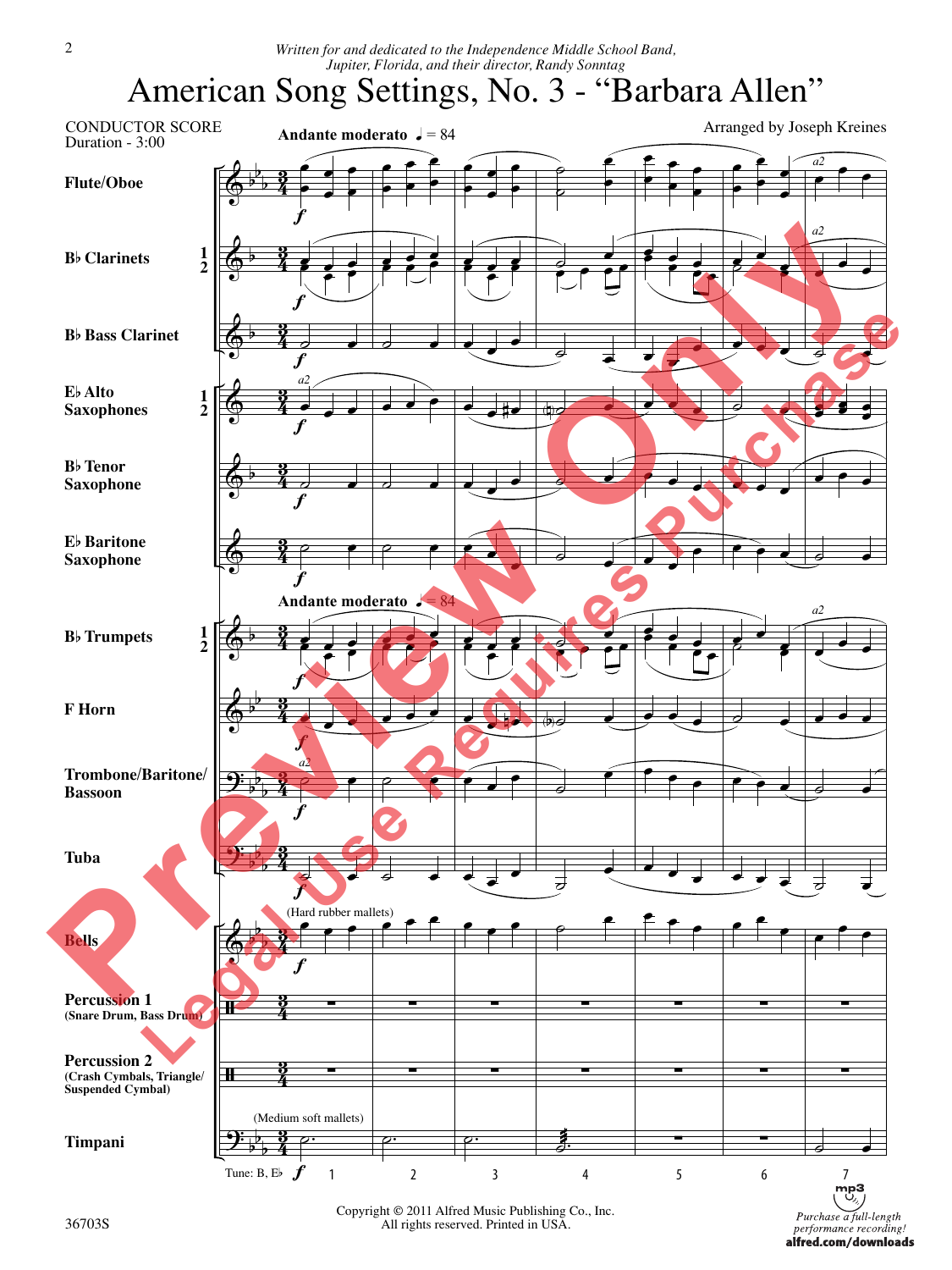*Written for and dedicated to the Independence Middle School Band, Jupiter, Florida, and their director, Randy Sonntag*

# American Song Settings, No. 3 - "Barbara Allen"

CONDUCTOR SCORE
Duration - 3:00

Arranged by Joseph Kreines

**Andante moderato** ♩ = 84

- Flute/Oboe
- B♭ Clarinets 1 2
- B♭ Bass Clarinet
- E♭ Alto Saxophones 1 2
- B♭ Tenor Saxophone
- E♭ Baritone Saxophone
- B♭ Trumpets 1 2
- F Horn
- Trombone/Baritone/Bassoon
- Tuba
- Bells (Hard rubber mallets)
- Percussion 1 (Snare Drum, Bass Drum)
- Percussion 2 (Crash Cymbals, Triangle/Suspended Cymbal)
- Timpani (Medium soft mallets)

Tune: B, E♭

Copyright © 2011 Alfred Music Publishing Co., Inc.
All rights reserved. Printed in USA.

36703S

*Purchase a full-length performance recording!* alfred.com/downloads

Preview Only — Legal Use Requires Purchase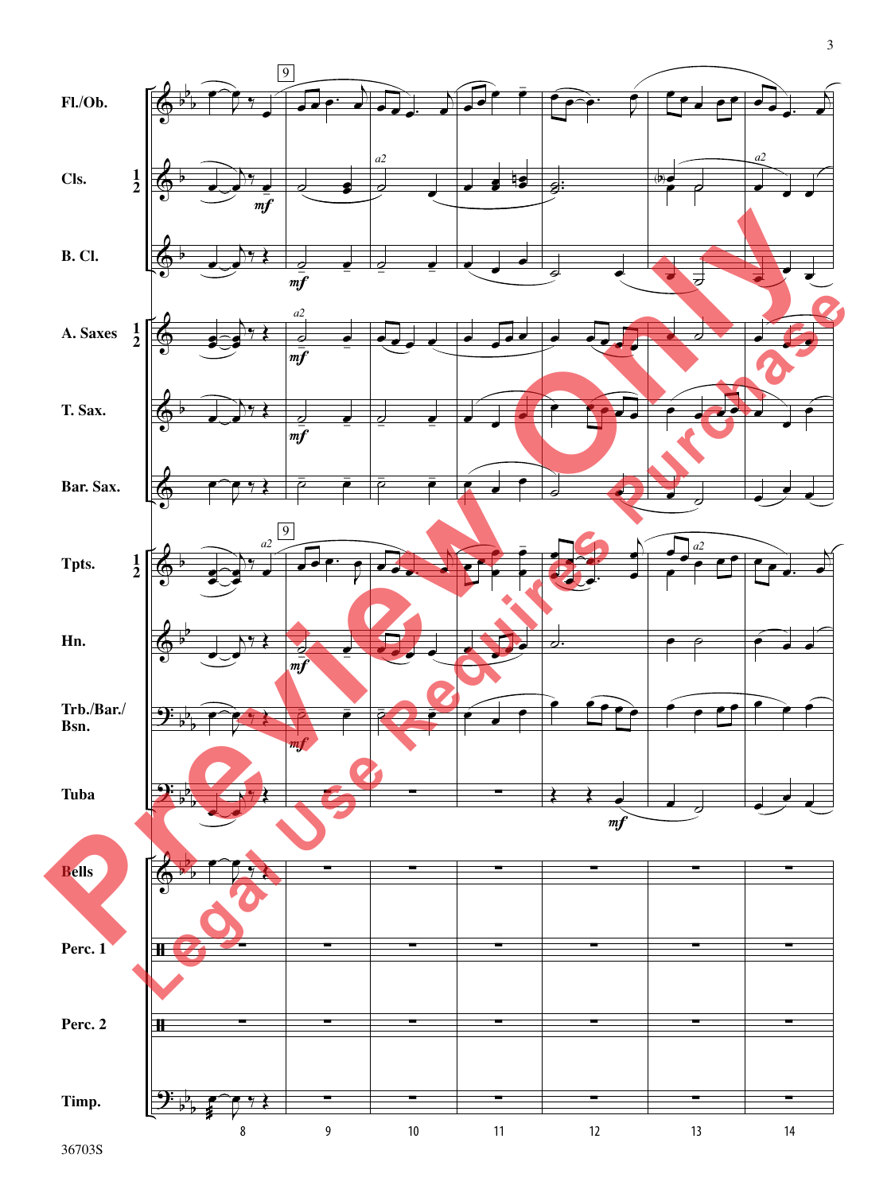Fl./Ob.

Cls. 1 2

B. Cl.

A. Saxes 1 2

T. Sax.

Bar. Sax.

Tpts. 1 2

Hn.

Trb./Bar./ Bsn.

Tuba

Bells

Perc. 1

Perc. 2

Timp.

36703S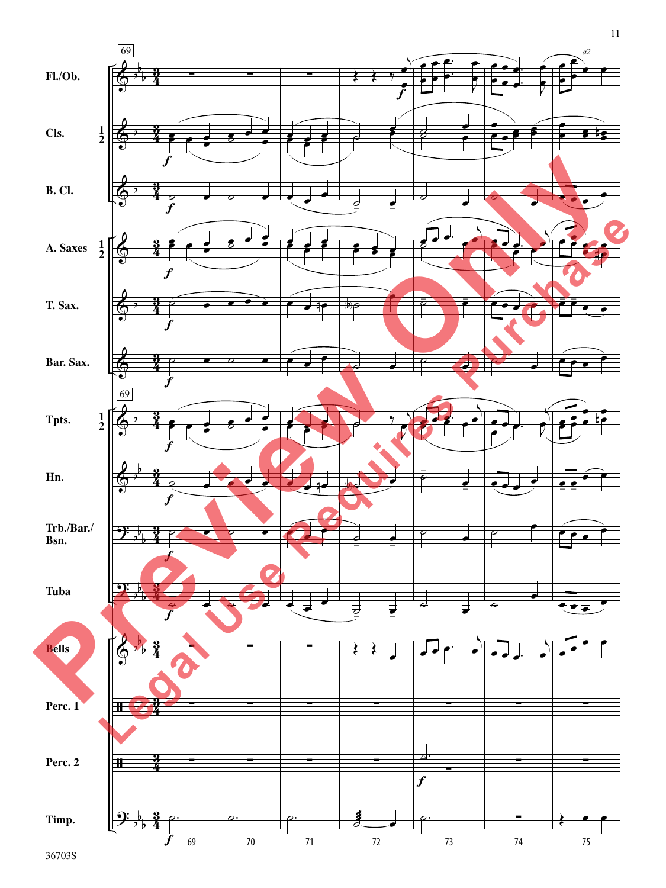69

Fl./Ob.

Cls. 1 2

B. Cl.

A. Saxes 1 2

T. Sax.

Bar. Sax.

Tpts. 1 2

Hn.

Trb./Bar./ Bsn.

Tuba

Bells

Perc. 1

Perc. 2

Timp.

*f*

*a2*

69 70 71 72 73 74 75

36703S

Preview Only

Legal Use Requires Purchase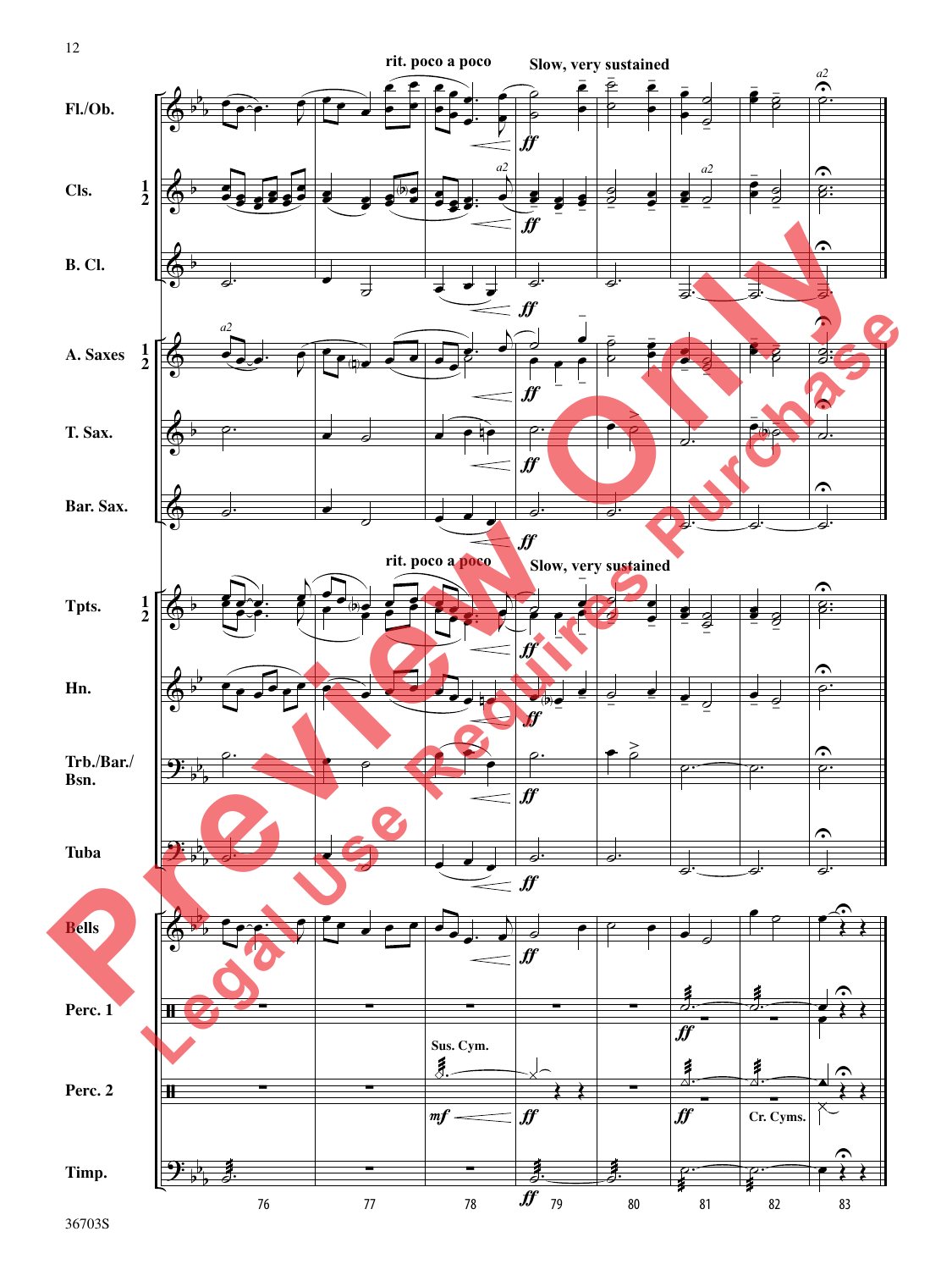rit. poco a poco

Slow, very sustained

Fl./Ob.

Cls. 1 2

B. Cl.

A. Saxes 1 2

T. Sax.

Bar. Sax.

rit. poco a poco

Slow, very sustained

Tpts. 1 2

Hn.

Trb./Bar./ Bsn.

Tuba

Bells

Perc. 1

Sus. Cym.

Perc. 2

Cr. Cyms.

Timp.

76 77 78 79 80 81 82 83

36703S

Preview Only

Legal Use Requires Purchase